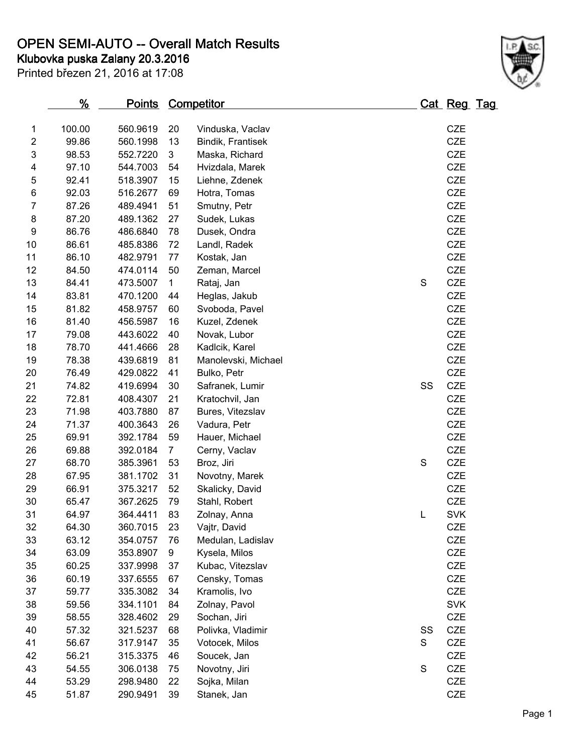# OPEN SEMI-AUTO -- Overall Match Results

## Klubovka puska Zalany 20.3.2016

Printed březen 21, 2016 at 17:08

| | % | Points | Competitor | | Cat | Reg | Tag |
|---|---|---|---|---|---|---|---|
| 1 | 100.00 | 560.9619 | 20 | Vinduska, Vaclav | | CZE | |
| 2 | 99.86 | 560.1998 | 13 | Bindik, Frantisek | | CZE | |
| 3 | 98.53 | 552.7220 | 3 | Maska, Richard | | CZE | |
| 4 | 97.10 | 544.7003 | 54 | Hvizdala, Marek | | CZE | |
| 5 | 92.41 | 518.3907 | 15 | Liehne, Zdenek | | CZE | |
| 6 | 92.03 | 516.2677 | 69 | Hotra, Tomas | | CZE | |
| 7 | 87.26 | 489.4941 | 51 | Smutny, Petr | | CZE | |
| 8 | 87.20 | 489.1362 | 27 | Sudek, Lukas | | CZE | |
| 9 | 86.76 | 486.6840 | 78 | Dusek, Ondra | | CZE | |
| 10 | 86.61 | 485.8386 | 72 | Landl, Radek | | CZE | |
| 11 | 86.10 | 482.9791 | 77 | Kostak, Jan | | CZE | |
| 12 | 84.50 | 474.0114 | 50 | Zeman, Marcel | | CZE | |
| 13 | 84.41 | 473.5007 | 1 | Rataj, Jan | S | CZE | |
| 14 | 83.81 | 470.1200 | 44 | Heglas, Jakub | | CZE | |
| 15 | 81.82 | 458.9757 | 60 | Svoboda, Pavel | | CZE | |
| 16 | 81.40 | 456.5987 | 16 | Kuzel, Zdenek | | CZE | |
| 17 | 79.08 | 443.6022 | 40 | Novak, Lubor | | CZE | |
| 18 | 78.70 | 441.4666 | 28 | Kadlcik, Karel | | CZE | |
| 19 | 78.38 | 439.6819 | 81 | Manolevski, Michael | | CZE | |
| 20 | 76.49 | 429.0822 | 41 | Bulko, Petr | | CZE | |
| 21 | 74.82 | 419.6994 | 30 | Safranek, Lumir | SS | CZE | |
| 22 | 72.81 | 408.4307 | 21 | Kratochvil, Jan | | CZE | |
| 23 | 71.98 | 403.7880 | 87 | Bures, Vitezslav | | CZE | |
| 24 | 71.37 | 400.3643 | 26 | Vadura, Petr | | CZE | |
| 25 | 69.91 | 392.1784 | 59 | Hauer, Michael | | CZE | |
| 26 | 69.88 | 392.0184 | 7 | Cerny, Vaclav | | CZE | |
| 27 | 68.70 | 385.3961 | 53 | Broz, Jiri | S | CZE | |
| 28 | 67.95 | 381.1702 | 31 | Novotny, Marek | | CZE | |
| 29 | 66.91 | 375.3217 | 52 | Skalicky, David | | CZE | |
| 30 | 65.47 | 367.2625 | 79 | Stahl, Robert | | CZE | |
| 31 | 64.97 | 364.4411 | 83 | Zolnay, Anna | L | SVK | |
| 32 | 64.30 | 360.7015 | 23 | Vajtr, David | | CZE | |
| 33 | 63.12 | 354.0757 | 76 | Medulan, Ladislav | | CZE | |
| 34 | 63.09 | 353.8907 | 9 | Kysela, Milos | | CZE | |
| 35 | 60.25 | 337.9998 | 37 | Kubac, Vitezslav | | CZE | |
| 36 | 60.19 | 337.6555 | 67 | Censky, Tomas | | CZE | |
| 37 | 59.77 | 335.3082 | 34 | Kramolis, Ivo | | CZE | |
| 38 | 59.56 | 334.1101 | 84 | Zolnay, Pavol | | SVK | |
| 39 | 58.55 | 328.4602 | 29 | Sochan, Jiri | | CZE | |
| 40 | 57.32 | 321.5237 | 68 | Polivka, Vladimir | SS | CZE | |
| 41 | 56.67 | 317.9147 | 35 | Votocek, Milos | S | CZE | |
| 42 | 56.21 | 315.3375 | 46 | Soucek, Jan | | CZE | |
| 43 | 54.55 | 306.0138 | 75 | Novotny, Jiri | S | CZE | |
| 44 | 53.29 | 298.9480 | 22 | Sojka, Milan | | CZE | |
| 45 | 51.87 | 290.9491 | 39 | Stanek, Jan | | CZE | |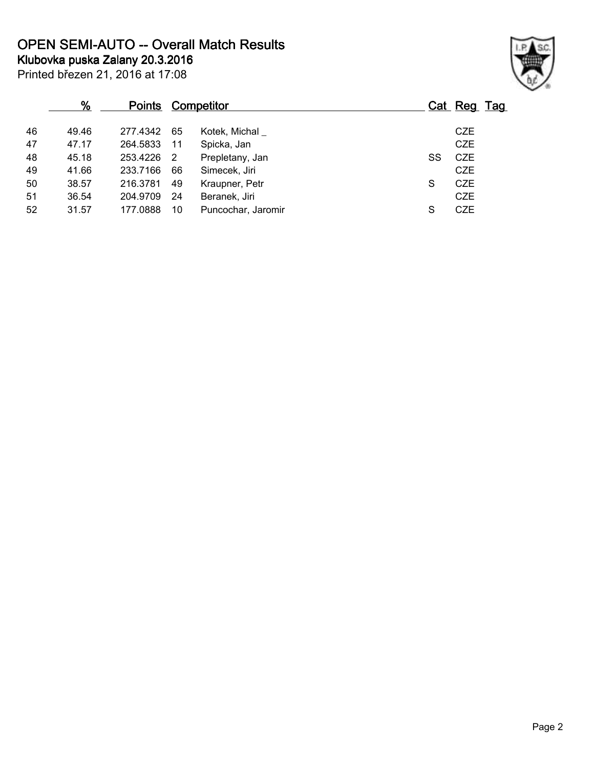# OPEN SEMI-AUTO -- Overall Match Results

**Klubovka puska Zalany 20.3.2016**

Printed březen 21, 2016 at 17:08

| | % | Points | Competitor | | Cat | Reg | Tag |
|---|---|---|---|---|---|---|---|
| 46 | 49.46 | 277.4342 | 65 | Kotek, Michal _ | | CZE | |
| 47 | 47.17 | 264.5833 | 11 | Spicka, Jan | | CZE | |
| 48 | 45.18 | 253.4226 | 2 | Prepletany, Jan | SS | CZE | |
| 49 | 41.66 | 233.7166 | 66 | Simecek, Jiri | | CZE | |
| 50 | 38.57 | 216.3781 | 49 | Kraupner, Petr | S | CZE | |
| 51 | 36.54 | 204.9709 | 24 | Beranek, Jiri | | CZE | |
| 52 | 31.57 | 177.0888 | 10 | Puncochar, Jaromir | S | CZE | |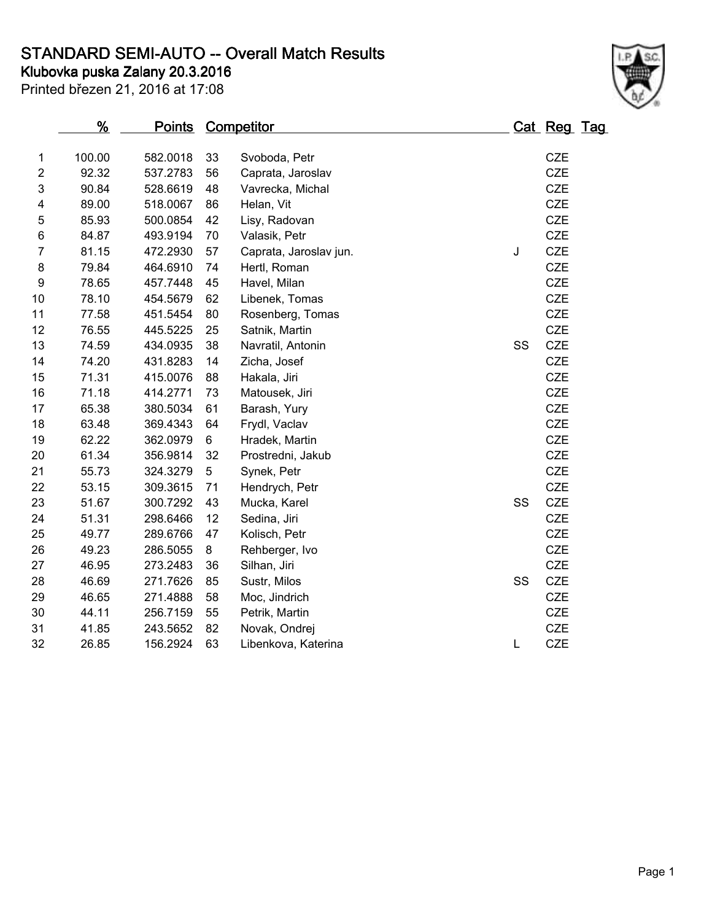# STANDARD SEMI-AUTO -- Overall Match Results

## Klubovka puska Zalany 20.3.2016

Printed březen 21, 2016 at 17:08

| | % | Points | | Competitor | Cat | Reg | Tag |
|---|---|---|---|---|---|---|---|
| 1 | 100.00 | 582.0018 | 33 | Svoboda, Petr | | CZE | |
| 2 | 92.32 | 537.2783 | 56 | Caprata, Jaroslav | | CZE | |
| 3 | 90.84 | 528.6619 | 48 | Vavrecka, Michal | | CZE | |
| 4 | 89.00 | 518.0067 | 86 | Helan, Vit | | CZE | |
| 5 | 85.93 | 500.0854 | 42 | Lisy, Radovan | | CZE | |
| 6 | 84.87 | 493.9194 | 70 | Valasik, Petr | | CZE | |
| 7 | 81.15 | 472.2930 | 57 | Caprata, Jaroslav jun. | J | CZE | |
| 8 | 79.84 | 464.6910 | 74 | Hertl, Roman | | CZE | |
| 9 | 78.65 | 457.7448 | 45 | Havel, Milan | | CZE | |
| 10 | 78.10 | 454.5679 | 62 | Libenek, Tomas | | CZE | |
| 11 | 77.58 | 451.5454 | 80 | Rosenberg, Tomas | | CZE | |
| 12 | 76.55 | 445.5225 | 25 | Satnik, Martin | | CZE | |
| 13 | 74.59 | 434.0935 | 38 | Navratil, Antonin | SS | CZE | |
| 14 | 74.20 | 431.8283 | 14 | Zicha, Josef | | CZE | |
| 15 | 71.31 | 415.0076 | 88 | Hakala, Jiri | | CZE | |
| 16 | 71.18 | 414.2771 | 73 | Matousek, Jiri | | CZE | |
| 17 | 65.38 | 380.5034 | 61 | Barash, Yury | | CZE | |
| 18 | 63.48 | 369.4343 | 64 | Frydl, Vaclav | | CZE | |
| 19 | 62.22 | 362.0979 | 6 | Hradek, Martin | | CZE | |
| 20 | 61.34 | 356.9814 | 32 | Prostredni, Jakub | | CZE | |
| 21 | 55.73 | 324.3279 | 5 | Synek, Petr | | CZE | |
| 22 | 53.15 | 309.3615 | 71 | Hendrych, Petr | | CZE | |
| 23 | 51.67 | 300.7292 | 43 | Mucka, Karel | SS | CZE | |
| 24 | 51.31 | 298.6466 | 12 | Sedina, Jiri | | CZE | |
| 25 | 49.77 | 289.6766 | 47 | Kolisch, Petr | | CZE | |
| 26 | 49.23 | 286.5055 | 8 | Rehberger, Ivo | | CZE | |
| 27 | 46.95 | 273.2483 | 36 | Silhan, Jiri | | CZE | |
| 28 | 46.69 | 271.7626 | 85 | Sustr, Milos | SS | CZE | |
| 29 | 46.65 | 271.4888 | 58 | Moc, Jindrich | | CZE | |
| 30 | 44.11 | 256.7159 | 55 | Petrik, Martin | | CZE | |
| 31 | 41.85 | 243.5652 | 82 | Novak, Ondrej | | CZE | |
| 32 | 26.85 | 156.2924 | 63 | Libenkova, Katerina | L | CZE | |